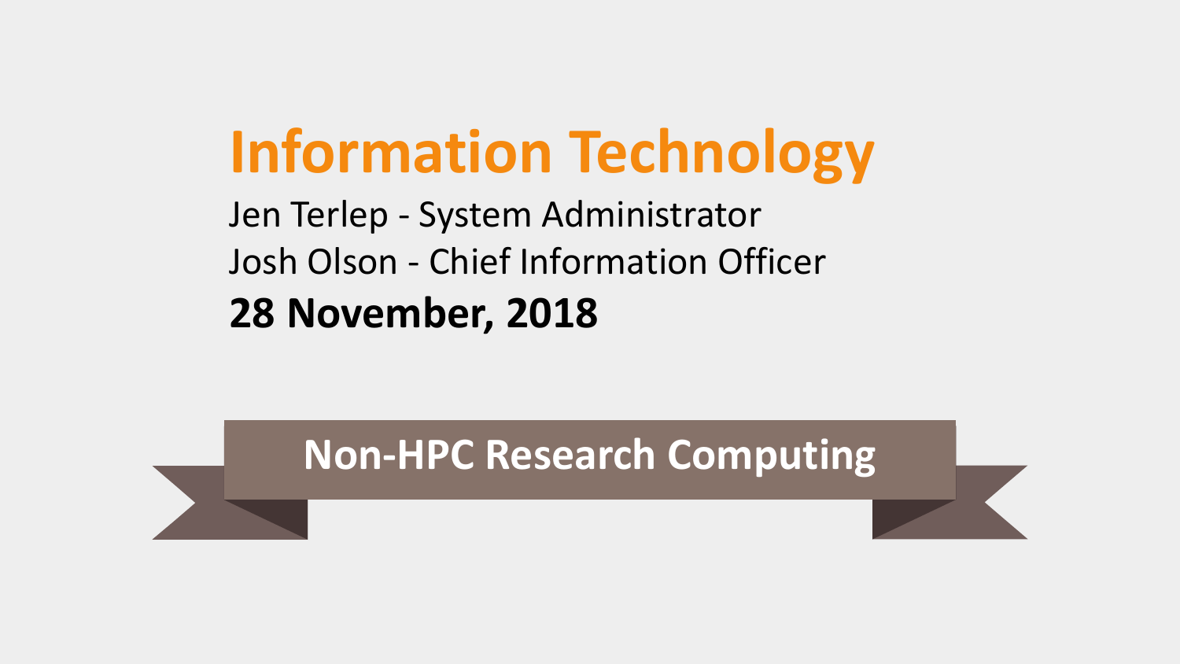# Information Technology

Jen Terlep - System Administrator

Josh Olson - Chief Information Officer

**28 November, 2018**

## Non-HPC Research Computing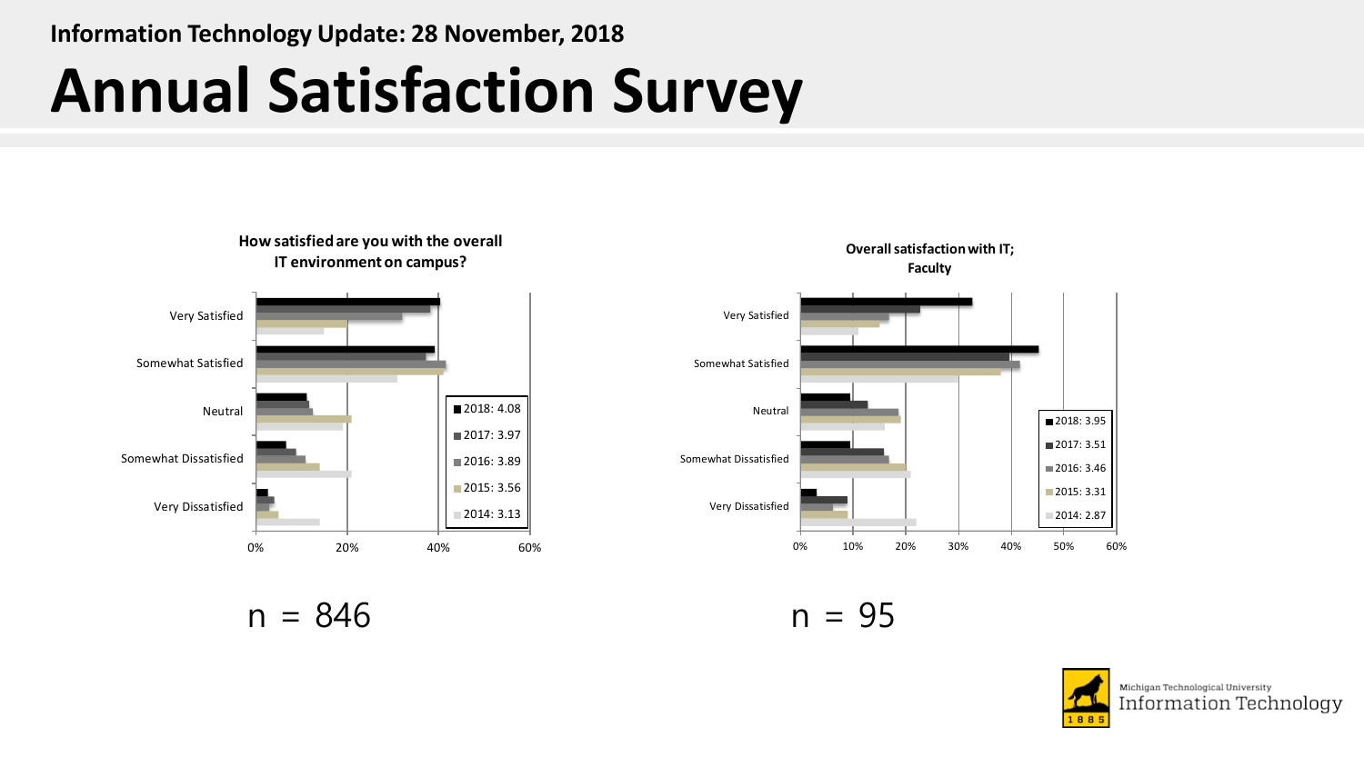Information Technology Update: 28 November, 2018

# Annual Satisfaction Survey

**How satisfied are you with the overall IT environment on campus?**

Very Satisfied
Somewhat Satisfied
Neutral
Somewhat Dissatisfied
Very Dissatisfied

0% 20% 40% 60%

- 2018: 4.08
- 2017: 3.97
- 2016: 3.89
- 2015: 3.56
- 2014: 3.13

n = 846

**Overall satisfaction with IT; Faculty**

Very Satisfied
Somewhat Satisfied
Neutral
Somewhat Dissatisfied
Very Dissatisfied

0% 10% 20% 30% 40% 50% 60%

- 2018: 3.95
- 2017: 3.51
- 2016: 3.46
- 2015: 3.31
- 2014: 2.87

n = 95

Michigan Technological University Information Technology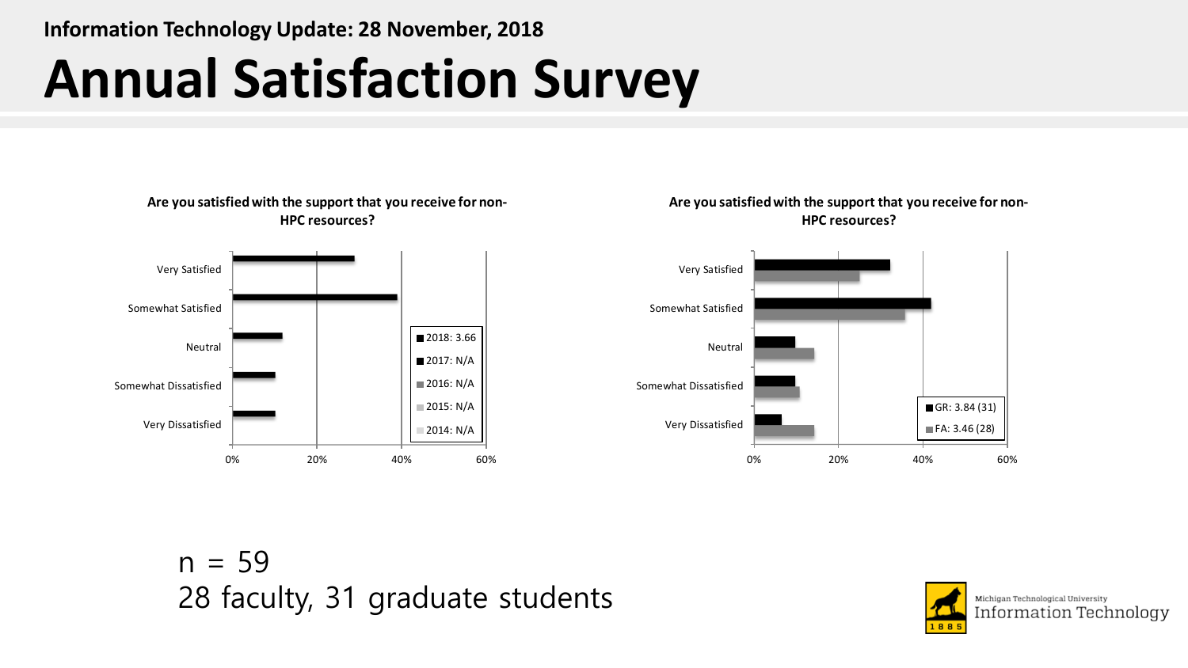Information Technology Update: 28 November, 2018

# Annual Satisfaction Survey

**Are you satisfied with the support that you receive for non-HPC resources?**

Very Satisfied
Somewhat Satisfied
Neutral
Somewhat Dissatisfied
Very Dissatisfied

0% 20% 40% 60%

- 2018: 3.66
- 2017: N/A
- 2016: N/A
- 2015: N/A
- 2014: N/A

**Are you satisfied with the support that you receive for non-HPC resources?**

Very Satisfied
Somewhat Satisfied
Neutral
Somewhat Dissatisfied
Very Dissatisfied

0% 20% 40% 60%

- GR: 3.84 (31)
- FA: 3.46 (28)

n = 59
28 faculty, 31 graduate students

Michigan Technological University
Information Technology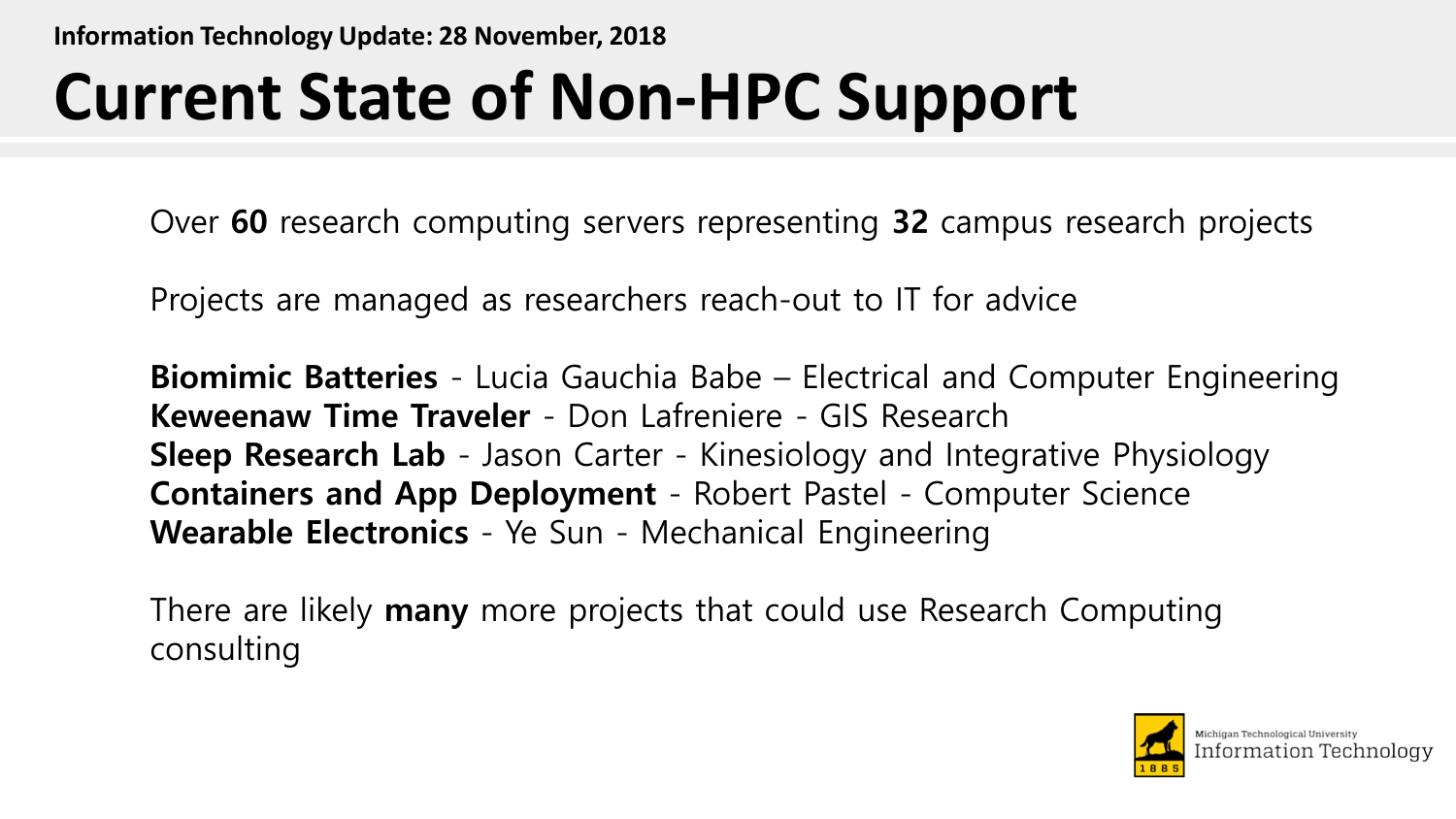Information Technology Update: 28 November, 2018

# Current State of Non-HPC Support

Over **60** research computing servers representing **32** campus research projects

Projects are managed as researchers reach-out to IT for advice

**Biomimic Batteries** - Lucia Gauchia Babe – Electrical and Computer Engineering
**Keweenaw Time Traveler** - Don Lafreniere - GIS Research
**Sleep Research Lab** - Jason Carter - Kinesiology and Integrative Physiology
**Containers and App Deployment** - Robert Pastel - Computer Science
**Wearable Electronics** - Ye Sun - Mechanical Engineering

There are likely **many** more projects that could use Research Computing consulting

Michigan Technological University
Information Technology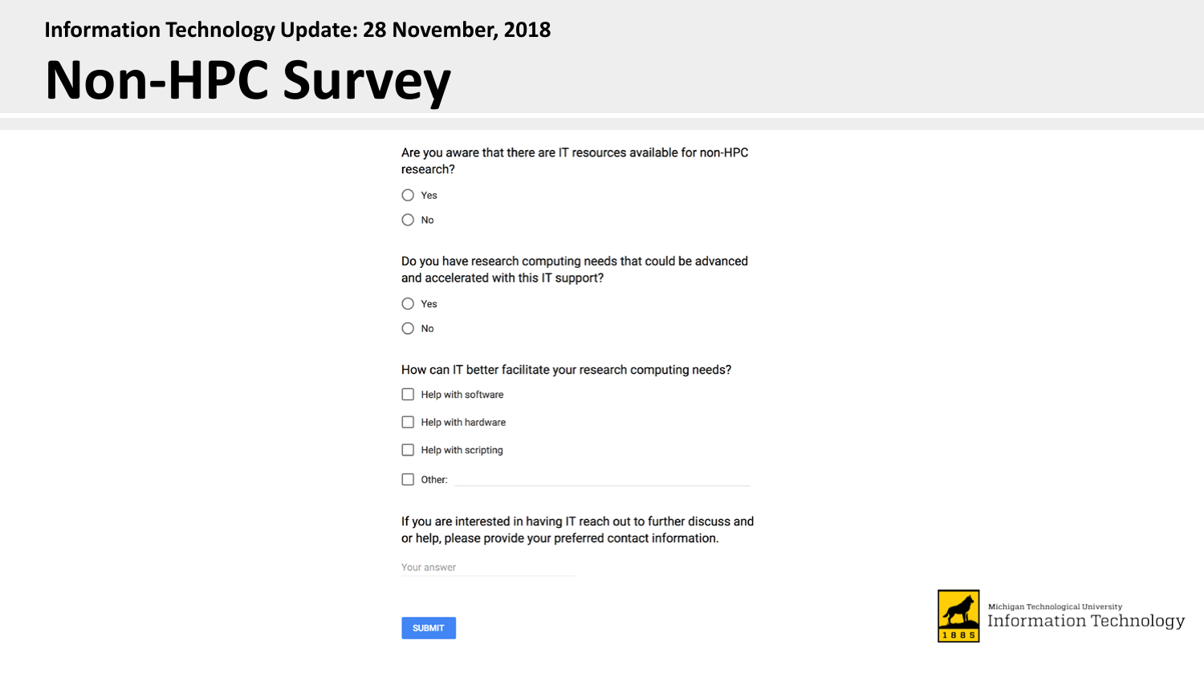Information Technology Update: 28 November, 2018

# Non-HPC Survey

Are you aware that there are IT resources available for non-HPC research?

- ◯ Yes
- ◯ No

Do you have research computing needs that could be advanced and accelerated with this IT support?

- ◯ Yes
- ◯ No

How can IT better facilitate your research computing needs?

- ☐ Help with software
- ☐ Help with hardware
- ☐ Help with scripting
- ☐ Other: ____________________

If you are interested in having IT reach out to further discuss and or help, please provide your preferred contact information.

Your answer

SUBMIT

Michigan Technological University
Information Technology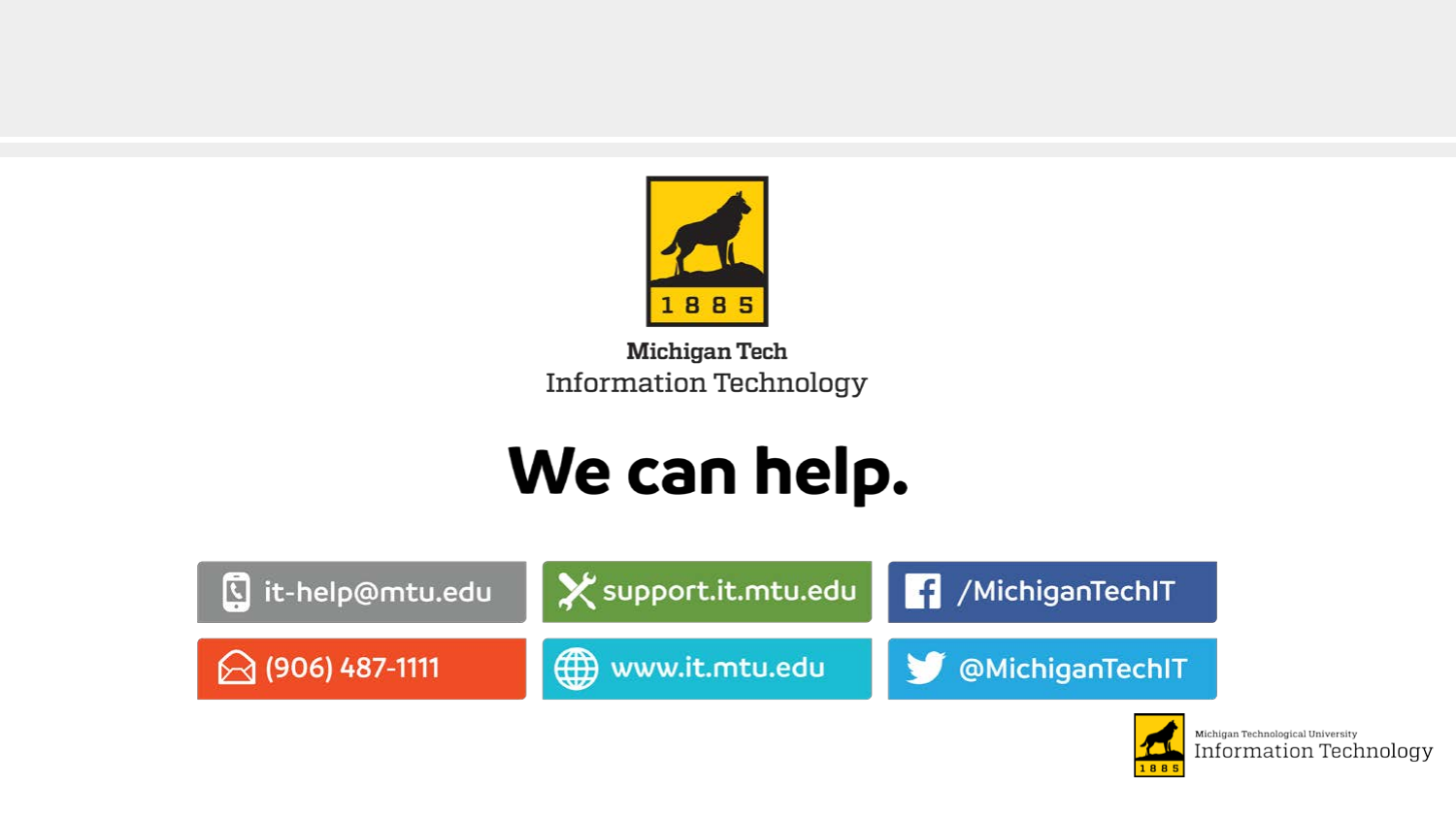Michigan Tech

Information Technology

# We can help.

- it-help@mtu.edu
- support.it.mtu.edu
- /MichiganTechIT
- (906) 487-1111
- www.it.mtu.edu
- @MichiganTechIT